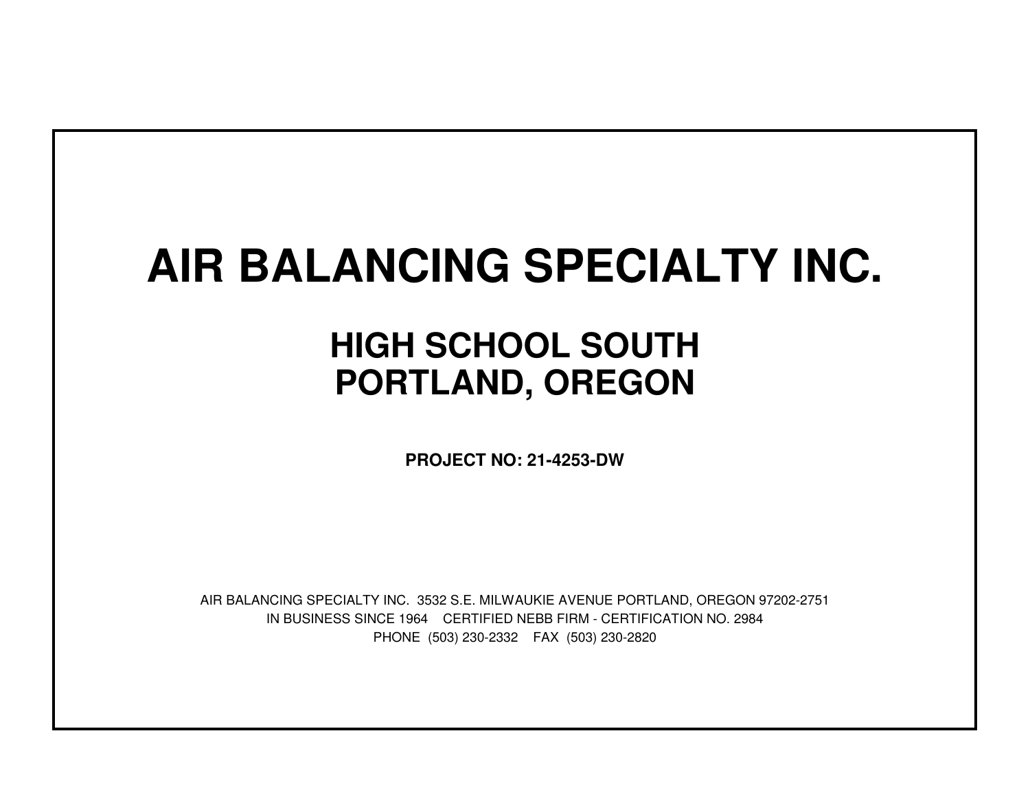# AIR BALANCING SPECIALTY INC.

## HIGH SCHOOL SOUTH
## PORTLAND, OREGON

**PROJECT NO: 21-4253-DW**

AIR BALANCING SPECIALTY INC. 3532 S.E. MILWAUKIE AVENUE PORTLAND, OREGON 97202-2751

IN BUSINESS SINCE 1964 CERTIFIED NEBB FIRM - CERTIFICATION NO. 2984

PHONE (503) 230-2332 FAX (503) 230-2820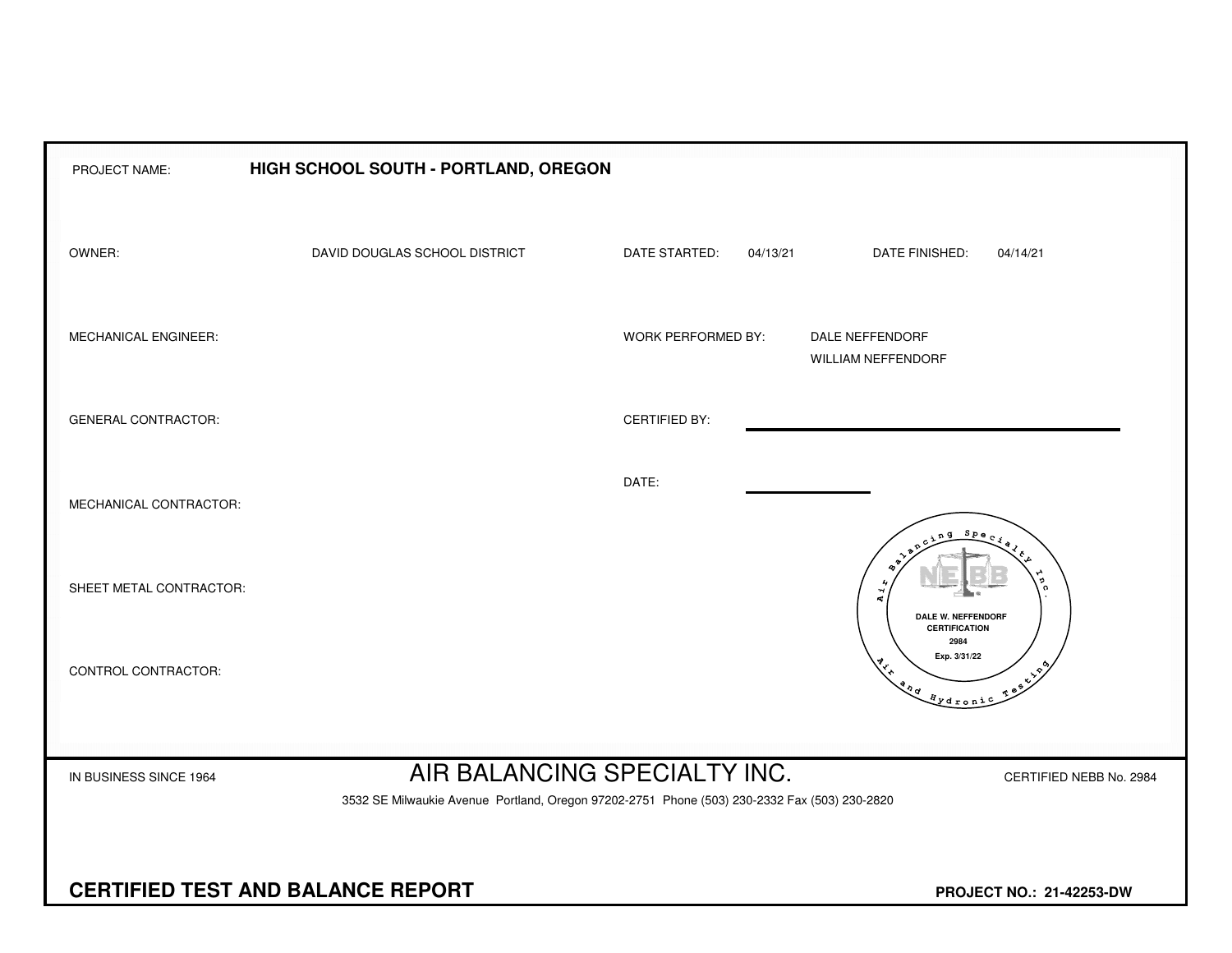| | | | | | |
|---|---|---|---|---|---|
| PROJECT NAME: | **HIGH SCHOOL SOUTH - PORTLAND, OREGON** | | | | |
| OWNER: | DAVID DOUGLAS SCHOOL DISTRICT | DATE STARTED: | 04/13/21 | DATE FINISHED: | 04/14/21 |
| MECHANICAL ENGINEER: | | WORK PERFORMED BY: | DALE NEFFENDORF<br>WILLIAM NEFFENDORF | | |
| GENERAL CONTRACTOR: | | CERTIFIED BY: | | | |
| | | DATE: | | | |
| MECHANICAL CONTRACTOR: | | | | | |
| SHEET METAL CONTRACTOR: | | | | | |
| CONTROL CONTRACTOR: | | | | | |

Air Balancing Specialty Inc.
NEBB
DALE W. NEFFENDORF
CERTIFICATION
2984
Exp. 3/31/22
Air and Hydronic Testing

IN BUSINESS SINCE 1964

# AIR BALANCING SPECIALTY INC.

CERTIFIED NEBB No. 2984

3532 SE Milwaukie Avenue Portland, Oregon 97202-2751 Phone (503) 230-2332 Fax (503) 230-2820

**CERTIFIED TEST AND BALANCE REPORT**

**PROJECT NO.: 21-42253-DW**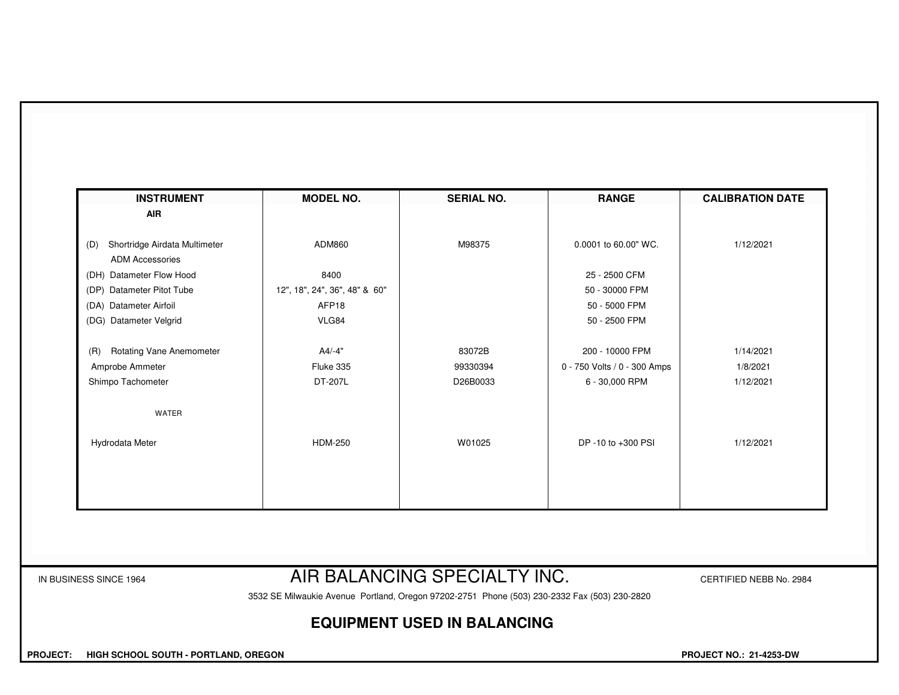| INSTRUMENT | MODEL NO. | SERIAL NO. | RANGE | CALIBRATION DATE |
|---|---|---|---|---|
| **AIR** | | | | |
| (D) Shortridge Airdata Multimeter | ADM860 | M98375 | 0.0001 to 60.00" WC. | 1/12/2021 |
| ADM Accessories | | | | |
| (DH) Datameter Flow Hood | 8400 | | 25 - 2500 CFM | |
| (DP) Datameter Pitot Tube | 12", 18", 24", 36", 48" & 60" | | 50 - 30000 FPM | |
| (DA) Datameter Airfoil | AFP18 | | 50 - 5000 FPM | |
| (DG) Datameter Velgrid | VLG84 | | 50 - 2500 FPM | |
| (R) Rotating Vane Anemometer | A4/-4" | 83072B | 200 - 10000 FPM | 1/14/2021 |
| Amprobe Ammeter | Fluke 335 | 99330394 | 0 - 750 Volts / 0 - 300 Amps | 1/8/2021 |
| Shimpo Tachometer | DT-207L | D26B0033 | 6 - 30,000 RPM | 1/12/2021 |
| WATER | | | | |
| Hydrodata Meter | HDM-250 | W01025 | DP -10 to +300 PSI | 1/12/2021 |

IN BUSINESS SINCE 1964

AIR BALANCING SPECIALTY INC.

CERTIFIED NEBB No. 2984

3532 SE Milwaukie Avenue Portland, Oregon 97202-2751 Phone (503) 230-2332 Fax (503) 230-2820

## EQUIPMENT USED IN BALANCING

**PROJECT: HIGH SCHOOL SOUTH - PORTLAND, OREGON**

**PROJECT NO.: 21-4253-DW**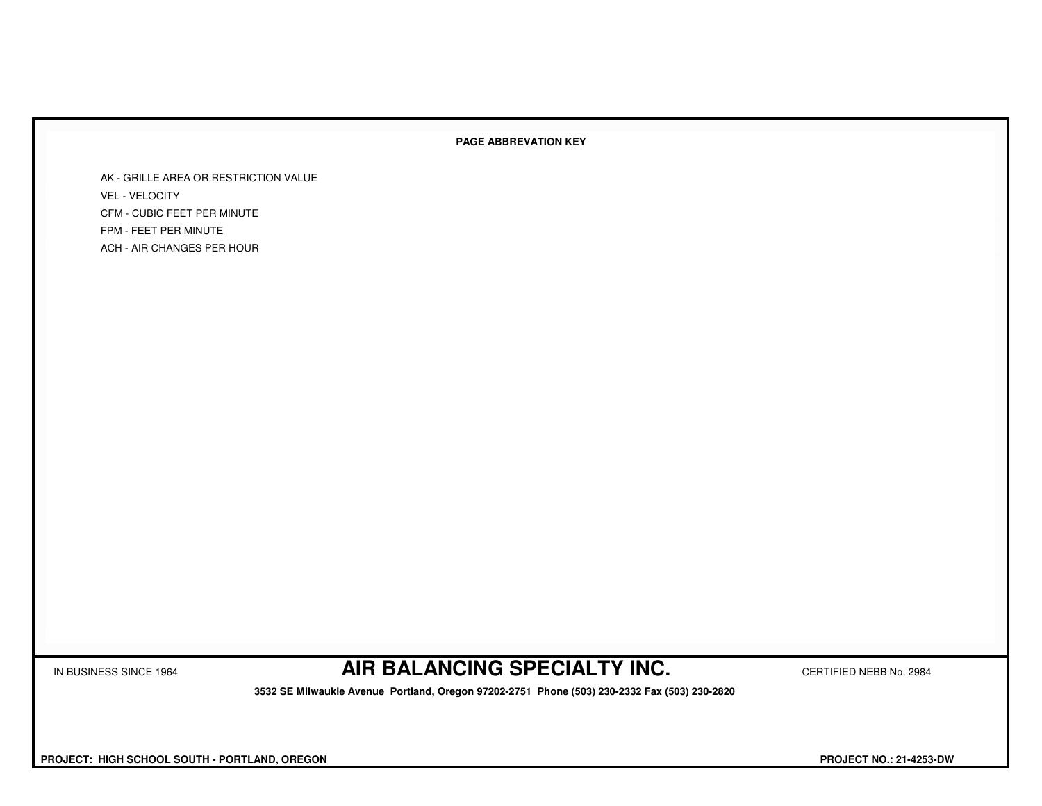**PAGE ABBREVATION KEY**

AK - GRILLE AREA OR RESTRICTION VALUE

VEL - VELOCITY

CFM - CUBIC FEET PER MINUTE

FPM - FEET PER MINUTE

ACH - AIR CHANGES PER HOUR

IN BUSINESS SINCE 1964

## AIR BALANCING SPECIALTY INC.

CERTIFIED NEBB No. 2984

**3532 SE Milwaukie Avenue Portland, Oregon 97202-2751 Phone (503) 230-2332 Fax (503) 230-2820**

**PROJECT: HIGH SCHOOL SOUTH - PORTLAND, OREGON**

**PROJECT NO.: 21-4253-DW**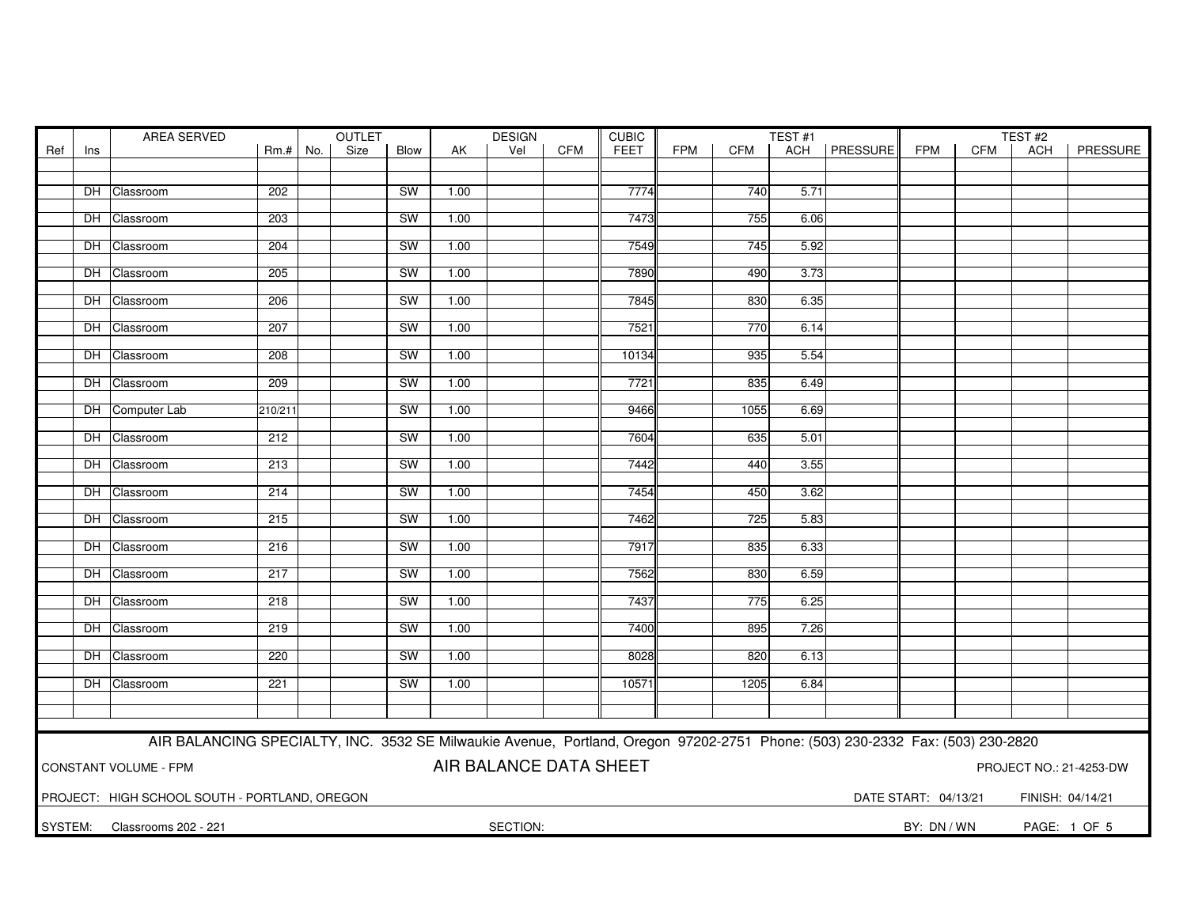| Ref | Ins | AREA SERVED | Rm.# | OUTLET No. | OUTLET Size | OUTLET Blow | DESIGN AK | DESIGN Vel | DESIGN CFM | CUBIC FEET | TEST #1 FPM | TEST #1 CFM | TEST #1 ACH | TEST #1 PRESSURE | TEST #2 FPM | TEST #2 CFM | TEST #2 ACH | TEST #2 PRESSURE |
|---|---|---|---|---|---|---|---|---|---|---|---|---|---|---|---|---|---|---|
| | DH | Classroom | 202 | | | SW | 1.00 | | | 7774 | | 740 | 5.71 | | | | | |
| | DH | Classroom | 203 | | | SW | 1.00 | | | 7473 | | 755 | 6.06 | | | | | |
| | DH | Classroom | 204 | | | SW | 1.00 | | | 7549 | | 745 | 5.92 | | | | | |
| | DH | Classroom | 205 | | | SW | 1.00 | | | 7890 | | 490 | 3.73 | | | | | |
| | DH | Classroom | 206 | | | SW | 1.00 | | | 7845 | | 830 | 6.35 | | | | | |
| | DH | Classroom | 207 | | | SW | 1.00 | | | 7521 | | 770 | 6.14 | | | | | |
| | DH | Classroom | 208 | | | SW | 1.00 | | | 10134 | | 935 | 5.54 | | | | | |
| | DH | Classroom | 209 | | | SW | 1.00 | | | 7721 | | 835 | 6.49 | | | | | |
| | DH | Computer Lab | 210/211 | | | SW | 1.00 | | | 9466 | | 1055 | 6.69 | | | | | |
| | DH | Classroom | 212 | | | SW | 1.00 | | | 7604 | | 635 | 5.01 | | | | | |
| | DH | Classroom | 213 | | | SW | 1.00 | | | 7442 | | 440 | 3.55 | | | | | |
| | DH | Classroom | 214 | | | SW | 1.00 | | | 7454 | | 450 | 3.62 | | | | | |
| | DH | Classroom | 215 | | | SW | 1.00 | | | 7462 | | 725 | 5.83 | | | | | |
| | DH | Classroom | 216 | | | SW | 1.00 | | | 7917 | | 835 | 6.33 | | | | | |
| | DH | Classroom | 217 | | | SW | 1.00 | | | 7562 | | 830 | 6.59 | | | | | |
| | DH | Classroom | 218 | | | SW | 1.00 | | | 7437 | | 775 | 6.25 | | | | | |
| | DH | Classroom | 219 | | | SW | 1.00 | | | 7400 | | 895 | 7.26 | | | | | |
| | DH | Classroom | 220 | | | SW | 1.00 | | | 8028 | | 820 | 6.13 | | | | | |
| | DH | Classroom | 221 | | | SW | 1.00 | | | 10571 | | 1205 | 6.84 | | | | | |

AIR BALANCING SPECIALTY, INC. 3532 SE Milwaukie Avenue, Portland, Oregon 97202-2751 Phone: (503) 230-2332 Fax: (503) 230-2820

CONSTANT VOLUME - FPM

## AIR BALANCE DATA SHEET

PROJECT NO.: 21-4253-DW

PROJECT: HIGH SCHOOL SOUTH - PORTLAND, OREGON

DATE START: 04/13/21 FINISH: 04/14/21

SYSTEM: Classrooms 202 - 221

SECTION:

BY: DN / WN

PAGE: 1 OF 5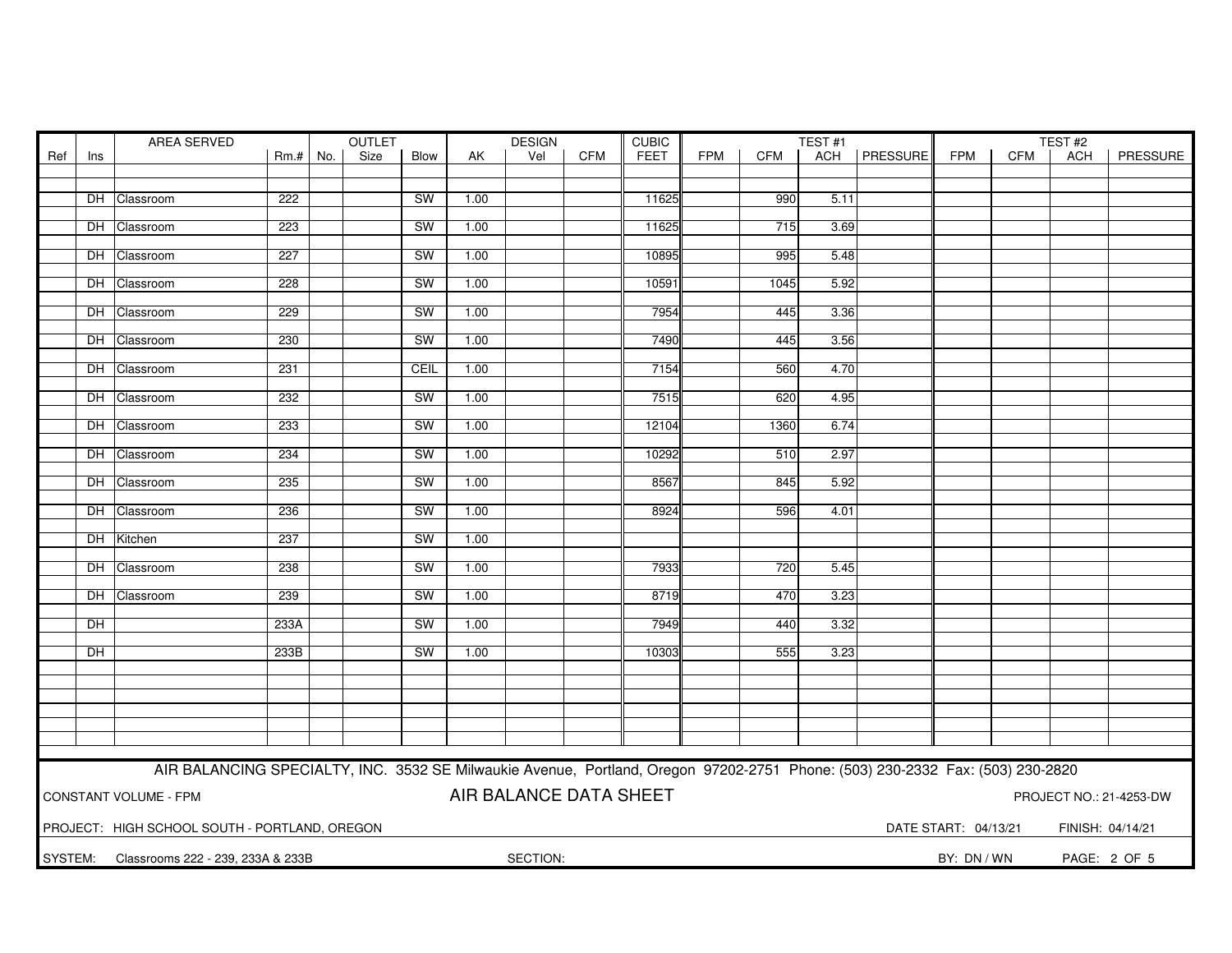| Ref | Ins | AREA SERVED | Rm.# | OUTLET No. | OUTLET Size | OUTLET Blow | DESIGN AK | DESIGN Vel | DESIGN CFM | CUBIC FEET | TEST #1 FPM | TEST #1 CFM | TEST #1 ACH | TEST #1 PRESSURE | TEST #2 FPM | TEST #2 CFM | TEST #2 ACH | TEST #2 PRESSURE |
|---|---|---|---|---|---|---|---|---|---|---|---|---|---|---|---|---|---|---|
| | DH | Classroom | 222 | | | SW | 1.00 | | | 11625 | | 990 | 5.11 | | | | | |
| | DH | Classroom | 223 | | | SW | 1.00 | | | 11625 | | 715 | 3.69 | | | | | |
| | DH | Classroom | 227 | | | SW | 1.00 | | | 10895 | | 995 | 5.48 | | | | | |
| | DH | Classroom | 228 | | | SW | 1.00 | | | 10591 | | 1045 | 5.92 | | | | | |
| | DH | Classroom | 229 | | | SW | 1.00 | | | 7954 | | 445 | 3.36 | | | | | |
| | DH | Classroom | 230 | | | SW | 1.00 | | | 7490 | | 445 | 3.56 | | | | | |
| | DH | Classroom | 231 | | | CEIL | 1.00 | | | 7154 | | 560 | 4.70 | | | | | |
| | DH | Classroom | 232 | | | SW | 1.00 | | | 7515 | | 620 | 4.95 | | | | | |
| | DH | Classroom | 233 | | | SW | 1.00 | | | 12104 | | 1360 | 6.74 | | | | | |
| | DH | Classroom | 234 | | | SW | 1.00 | | | 10292 | | 510 | 2.97 | | | | | |
| | DH | Classroom | 235 | | | SW | 1.00 | | | 8567 | | 845 | 5.92 | | | | | |
| | DH | Classroom | 236 | | | SW | 1.00 | | | 8924 | | 596 | 4.01 | | | | | |
| | DH | Kitchen | 237 | | | SW | 1.00 | | | | | | | | | | | |
| | DH | Classroom | 238 | | | SW | 1.00 | | | 7933 | | 720 | 5.45 | | | | | |
| | DH | Classroom | 239 | | | SW | 1.00 | | | 8719 | | 470 | 3.23 | | | | | |
| | DH | | 233A | | | SW | 1.00 | | | 7949 | | 440 | 3.32 | | | | | |
| | DH | | 233B | | | SW | 1.00 | | | 10303 | | 555 | 3.23 | | | | | |

AIR BALANCING SPECIALTY, INC. 3532 SE Milwaukie Avenue, Portland, Oregon 97202-2751 Phone: (503) 230-2332 Fax: (503) 230-2820

CONSTANT VOLUME - FPM

## AIR BALANCE DATA SHEET

PROJECT NO.: 21-4253-DW

PROJECT: HIGH SCHOOL SOUTH - PORTLAND, OREGON

DATE START: 04/13/21 FINISH: 04/14/21

SYSTEM: Classrooms 222 - 239, 233A & 233B

SECTION:

BY: DN / WN

PAGE: 2 OF 5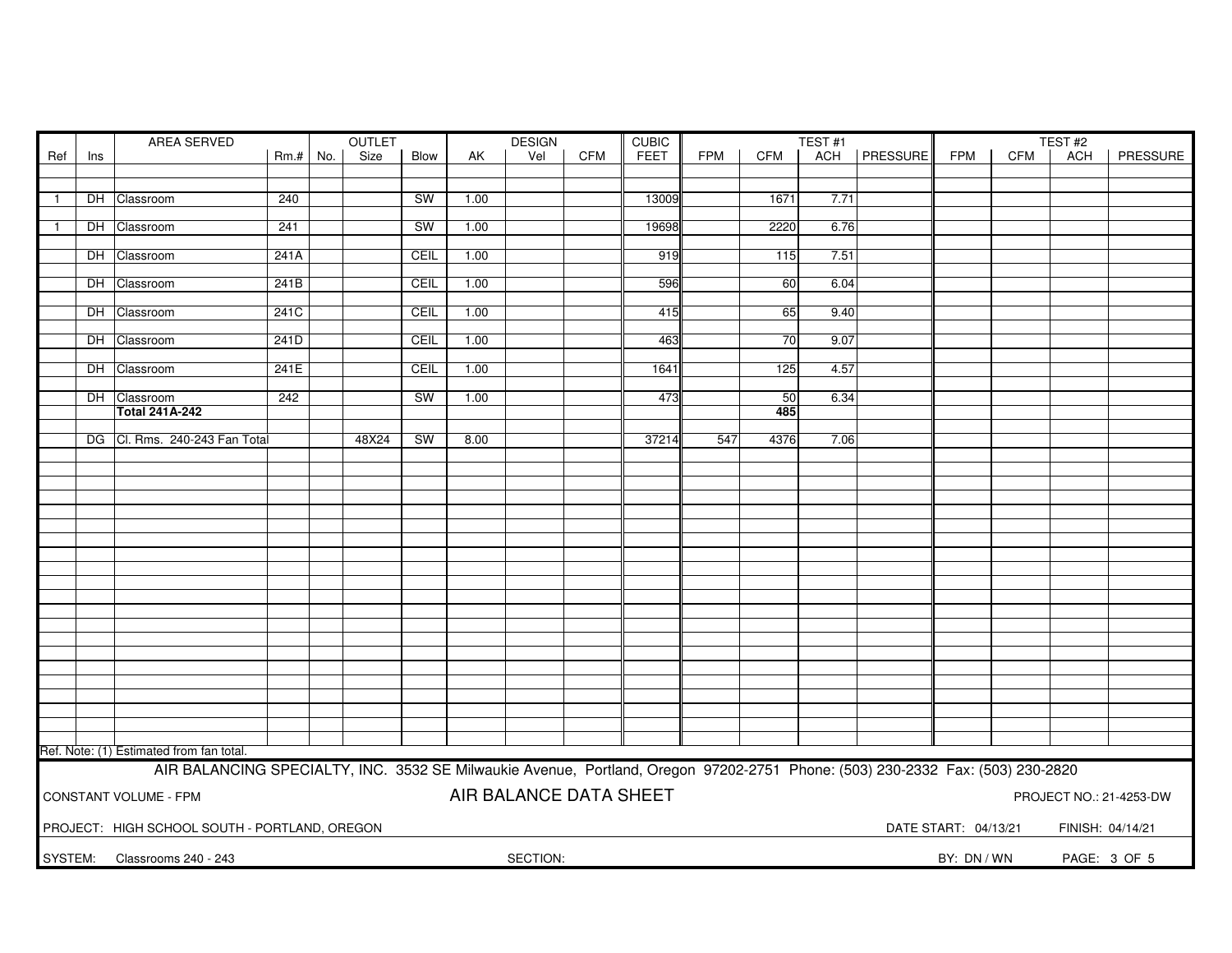| | | | | OUTLET | | | DESIGN | | | CUBIC | TEST #1 | | | | TEST #2 | | | |
|---|---|---|---|---|---|---|---|---|---|---|---|---|---|---|---|---|---|---|
| Ref | Ins | AREA SERVED | Rm.# | No. | Size | Blow | AK | Vel | CFM | FEET | FPM | CFM | ACH | PRESSURE | FPM | CFM | ACH | PRESSURE |
| 1 | DH | Classroom | 240 | | | SW | 1.00 | | | 13009 | | 1671 | 7.71 | | | | | |
| 1 | DH | Classroom | 241 | | | SW | 1.00 | | | 19698 | | 2220 | 6.76 | | | | | |
| | DH | Classroom | 241A | | | CEIL | 1.00 | | | 919 | | 115 | 7.51 | | | | | |
| | DH | Classroom | 241B | | | CEIL | 1.00 | | | 596 | | 60 | 6.04 | | | | | |
| | DH | Classroom | 241C | | | CEIL | 1.00 | | | 415 | | 65 | 9.40 | | | | | |
| | DH | Classroom | 241D | | | CEIL | 1.00 | | | 463 | | 70 | 9.07 | | | | | |
| | DH | Classroom | 241E | | | CEIL | 1.00 | | | 1641 | | 125 | 4.57 | | | | | |
| | DH | Classroom | 242 | | | SW | 1.00 | | | 473 | | 50 | 6.34 | | | | | |
| | | **Total 241A-242** | | | | | | | | | | **485** | | | | | | |
| | DG | Cl. Rms. 240-243 Fan Total | | | 48X24 | SW | 8.00 | | | 37214 | 547 | 4376 | 7.06 | | | | | |

Ref. Note: (1) Estimated from fan total.

AIR BALANCING SPECIALTY, INC. 3532 SE Milwaukie Avenue, Portland, Oregon 97202-2751 Phone: (503) 230-2332 Fax: (503) 230-2820

CONSTANT VOLUME - FPM

**AIR BALANCE DATA SHEET**

PROJECT NO.: 21-4253-DW

PROJECT: HIGH SCHOOL SOUTH - PORTLAND, OREGON

DATE START: 04/13/21 FINISH: 04/14/21

SYSTEM: Classrooms 240 - 243

SECTION:

BY: DN / WN

PAGE: 3 OF 5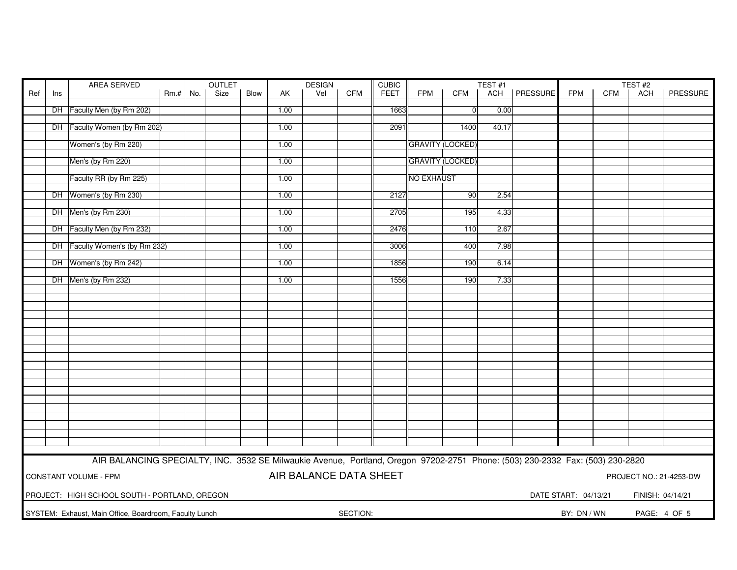| Ref | Ins | AREA SERVED | Rm.# | OUTLET No. | OUTLET Size | OUTLET Blow | AK | DESIGN Vel | DESIGN CFM | CUBIC FEET | TEST #1 FPM | TEST #1 CFM | TEST #1 ACH | TEST #1 PRESSURE | TEST #2 FPM | TEST #2 CFM | TEST #2 ACH | TEST #2 PRESSURE |
|---|---|---|---|---|---|---|---|---|---|---|---|---|---|---|---|---|---|---|
| | DH | Faculty Men (by Rm 202) | | | | | 1.00 | | | 1663 | | 0 | 0.00 | | | | | |
| | DH | Faculty Women (by Rm 202) | | | | | 1.00 | | | 2091 | | 1400 | 40.17 | | | | | |
| | | Women's (by Rm 220) | | | | | 1.00 | | | | GRAVITY (LOCKED) | | | | | | | |
| | | Men's (by Rm 220) | | | | | 1.00 | | | | GRAVITY (LOCKED) | | | | | | | |
| | | Faculty RR (by Rm 225) | | | | | 1.00 | | | | NO EXHAUST | | | | | | | |
| | DH | Women's (by Rm 230) | | | | | 1.00 | | | 2127 | | 90 | 2.54 | | | | | |
| | DH | Men's (by Rm 230) | | | | | 1.00 | | | 2705 | | 195 | 4.33 | | | | | |
| | DH | Faculty Men (by Rm 232) | | | | | 1.00 | | | 2476 | | 110 | 2.67 | | | | | |
| | DH | Faculty Women's (by Rm 232) | | | | | 1.00 | | | 3006 | | 400 | 7.98 | | | | | |
| | DH | Women's (by Rm 242) | | | | | 1.00 | | | 1856 | | 190 | 6.14 | | | | | |
| | DH | Men's (by Rm 232) | | | | | 1.00 | | | 1556 | | 190 | 7.33 | | | | | |

AIR BALANCING SPECIALTY, INC. 3532 SE Milwaukie Avenue, Portland, Oregon 97202-2751 Phone: (503) 230-2332 Fax: (503) 230-2820

CONSTANT VOLUME - FPM

AIR BALANCE DATA SHEET

PROJECT NO.: 21-4253-DW

PROJECT: HIGH SCHOOL SOUTH - PORTLAND, OREGON

DATE START: 04/13/21 FINISH: 04/14/21

SYSTEM: Exhaust, Main Office, Boardroom, Faculty Lunch

SECTION:

BY: DN / WN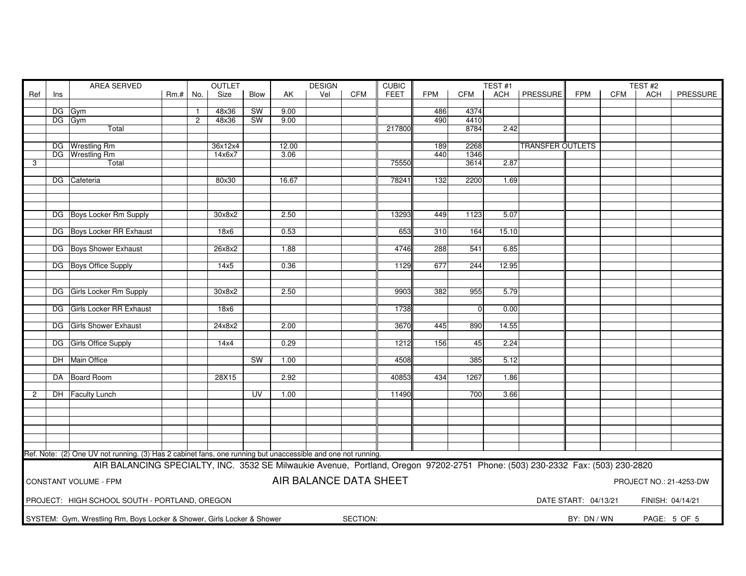| Ref | Ins | AREA SERVED | Rm.# | OUTLET No. | OUTLET Size | OUTLET Blow | AK | DESIGN Vel | DESIGN CFM | CUBIC FEET | TEST #1 FPM | TEST #1 CFM | TEST #1 ACH | TEST #1 PRESSURE | TEST #2 FPM | TEST #2 CFM | TEST #2 ACH | TEST #2 PRESSURE |
|---|---|---|---|---|---|---|---|---|---|---|---|---|---|---|---|---|---|---|
| | DG | Gym | | 1 | 48x36 | SW | 9.00 | | | | 486 | 4374 | | | | | | |
| | DG | Gym | | 2 | 48x36 | SW | 9.00 | | | | 490 | 4410 | | | | | | |
| | | Total | | | | | | | | 217800 | | 8784 | 2.42 | | | | | |
| | DG | Wrestling Rm | | | 36x12x4 | | 12.00 | | | | 189 | 2268 | | TRANSFER OUTLETS | | | | |
| | DG | Wrestling Rm | | | 14x6x7 | | 3.06 | | | | 440 | 1346 | | | | | | |
| 3 | | Total | | | | | | | | 75550 | | 3614 | 2.87 | | | | | |
| | DG | Cafeteria | | | 80x30 | | 16.67 | | | 78241 | 132 | 2200 | 1.69 | | | | | |
| | DG | Boys Locker Rm Supply | | | 30x8x2 | | 2.50 | | | 13293 | 449 | 1123 | 5.07 | | | | | |
| | DG | Boys Locker RR Exhaust | | | 18x6 | | 0.53 | | | 653 | 310 | 164 | 15.10 | | | | | |
| | DG | Boys Shower Exhaust | | | 26x8x2 | | 1.88 | | | 4746 | 288 | 541 | 6.85 | | | | | |
| | DG | Boys Office Supply | | | 14x5 | | 0.36 | | | 1129 | 677 | 244 | 12.95 | | | | | |
| | DG | Girls Locker Rm Supply | | | 30x8x2 | | 2.50 | | | 9903 | 382 | 955 | 5.79 | | | | | |
| | DG | Girls Locker RR Exhaust | | | 18x6 | | | | | 1738 | | 0 | 0.00 | | | | | |
| | DG | Girls Shower Exhaust | | | 24x8x2 | | 2.00 | | | 3670 | 445 | 890 | 14.55 | | | | | |
| | DG | Girls Office Supply | | | 14x4 | | 0.29 | | | 1212 | 156 | 45 | 2.24 | | | | | |
| | DH | Main Office | | | | SW | 1.00 | | | 4508 | | 385 | 5.12 | | | | | |
| | DA | Board Room | | | 28X15 | | 2.92 | | | 40853 | 434 | 1267 | 1.86 | | | | | |
| 2 | DH | Faculty Lunch | | | | UV | 1.00 | | | 11490 | | 700 | 3.66 | | | | | |

Ref. Note: (2) One UV not running. (3) Has 2 cabinet fans, one running but unaccessible and one not running.

AIR BALANCING SPECIALTY, INC. 3532 SE Milwaukie Avenue, Portland, Oregon 97202-2751 Phone: (503) 230-2332 Fax: (503) 230-2820

CONSTANT VOLUME - FPM

## AIR BALANCE DATA SHEET

PROJECT NO.: 21-4253-DW

PROJECT: HIGH SCHOOL SOUTH - PORTLAND, OREGON

DATE START: 04/13/21 FINISH: 04/14/21

SYSTEM: Gym, Wrestling Rm, Boys Locker & Shower, Girls Locker & Shower

SECTION:

BY: DN / WN